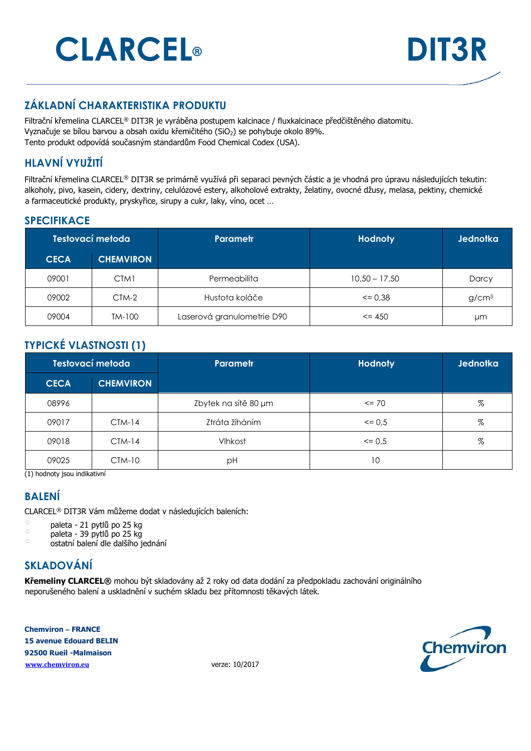# CLARCEL® DIT3R

## ZÁKLADNÍ CHARAKTERISTIKA PRODUKTU

Filtrační křemelina CLARCEL® DIT3R je vyráběna postupem kalcinace / fluxkalcinace předčištěného diatomitu.
Vyznačuje se bílou barvou a obsah oxidu křemičitého ($SiO_2$) se pohybuje okolo 89%.
Tento produkt odpovídá současným standardům Food Chemical Codex (USA).

## HLAVNÍ VYUŽITÍ

Filtrační křemelina CLARCEL® DIT3R se primárně využívá při separaci pevných částic a je vhodná pro úpravu následujících tekutin: alkoholy, pivo, kasein, cidery, dextriny, celulózové estery, alkoholové extrakty, želatiny, ovocné džusy, melasa, pektiny, chemické a farmaceutické produkty, pryskyřice, sirupy a cukr, laky, víno, ocet …

## SPECIFIKACE

| Testovací metoda | | Parametr | Hodnoty | Jednotka |
|---|---|---|---|---|
| CECA | CHEMVIRON | | | |
| 09001 | CTM1 | Permeabilita | 10,50 – 17,50 | Darcy |
| 09002 | CTM-2 | Hustota koláče | <= 0,38 | g/cm³ |
| 09004 | TM-100 | Laserová granulometrie D90 | <= 450 | µm |

## TYPICKÉ VLASTNOSTI (1)

| Testovací metoda | | Parametr | Hodnoty | Jednotka |
|---|---|---|---|---|
| CECA | CHEMVIRON | | | |
| 08996 | | Zbytek na sítě 80 µm | <= 70 | % |
| 09017 | CTM-14 | Ztráta žíháním | <= 0,5 | % |
| 09018 | CTM-14 | Vlhkost | <= 0,5 | % |
| 09025 | CTM-10 | pH | 10 | |

(1) hodnoty jsou indikativní

## BALENÍ

CLARCEL® DIT3R Vám můžeme dodat v následujících baleních:

- paleta - 21 pytlů po 25 kg
- paleta - 39 pytlů po 25 kg
- ostatní balení dle dalšího jednání

## SKLADOVÁNÍ

**Křemeliny CLARCEL®** mohou být skladovány až 2 roky od data dodání za předpokladu zachování originálního neporušeného balení a uskladnění v suchém skladu bez přítomnosti těkavých látek.

**Chemviron – FRANCE**
**15 avenue Edouard BELIN**
**92500 Rueil -Malmaison**
**www.chemviron.eu**

verze: 10/2017

Chemviron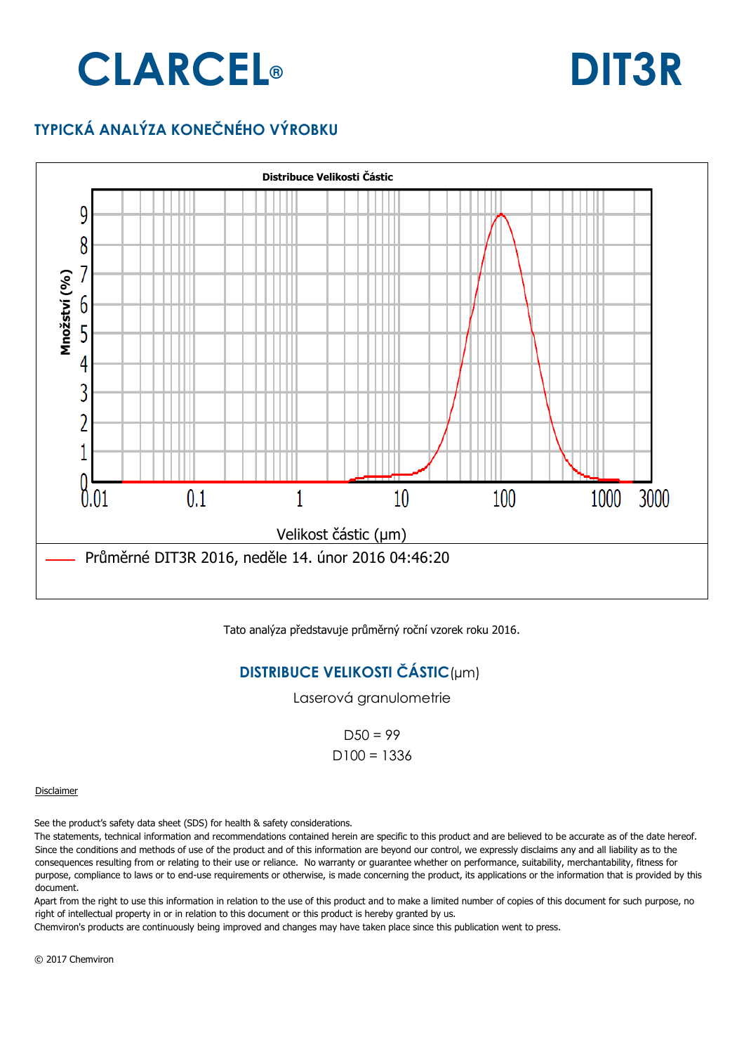# CLARCEL®

# DIT3R

## TYPICKÁ ANALÝZA KONEČNÉHO VÝROBKU

Distribuce Velikosti Částic

Množství (%)

9
8
7
6
5
4
3
2
1
0

0.01
0.1
1
10
100
1000
3000

Velikost částic (μm)

Průměrné DIT3R 2016, neděle 14. únor 2016 04:46:20

Tato analýza představuje průměrný roční vzorek roku 2016.

### DISTRIBUCE VELIKOSTI ČÁSTIC (μm)

Laserová granulometrie

D50 = 99

D100 = 1336

Disclaimer

See the product's safety data sheet (SDS) for health & safety considerations.
The statements, technical information and recommendations contained herein are specific to this product and are believed to be accurate as of the date hereof. Since the conditions and methods of use of the product and of this information are beyond our control, we expressly disclaims any and all liability as to the consequences resulting from or relating to their use or reliance. No warranty or guarantee whether on performance, suitability, merchantability, fitness for purpose, compliance to laws or to end-use requirements or otherwise, is made concerning the product, its applications or the information that is provided by this document.
Apart from the right to use this information in relation to the use of this product and to make a limited number of copies of this document for such purpose, no right of intellectual property in or in relation to this document or this product is hereby granted by us.
Chemviron's products are continuously being improved and changes may have taken place since this publication went to press.

© 2017 Chemviron